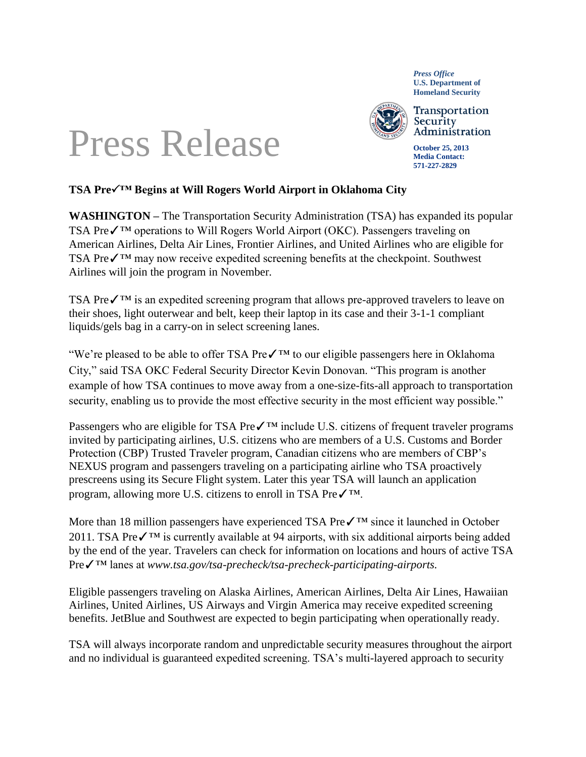*Press Office*
**U.S. Department of Homeland Security**

Transportation Security Administration

**October 25, 2013**
**Media Contact:**
**571-227-2829**

# Press Release

**TSA Pre✓™ Begins at Will Rogers World Airport in Oklahoma City**

**WASHINGTON –** The Transportation Security Administration (TSA) has expanded its popular TSA Pre✓™ operations to Will Rogers World Airport (OKC). Passengers traveling on American Airlines, Delta Air Lines, Frontier Airlines, and United Airlines who are eligible for TSA Pre✓™ may now receive expedited screening benefits at the checkpoint. Southwest Airlines will join the program in November.

TSA Pre✓™ is an expedited screening program that allows pre-approved travelers to leave on their shoes, light outerwear and belt, keep their laptop in its case and their 3-1-1 compliant liquids/gels bag in a carry-on in select screening lanes.

"We're pleased to be able to offer TSA Pre✓™ to our eligible passengers here in Oklahoma City," said TSA OKC Federal Security Director Kevin Donovan. "This program is another example of how TSA continues to move away from a one-size-fits-all approach to transportation security, enabling us to provide the most effective security in the most efficient way possible."

Passengers who are eligible for TSA Pre✓™ include U.S. citizens of frequent traveler programs invited by participating airlines, U.S. citizens who are members of a U.S. Customs and Border Protection (CBP) Trusted Traveler program, Canadian citizens who are members of CBP's NEXUS program and passengers traveling on a participating airline who TSA proactively prescreens using its Secure Flight system. Later this year TSA will launch an application program, allowing more U.S. citizens to enroll in TSA Pre✓™.

More than 18 million passengers have experienced TSA Pre✓™ since it launched in October 2011. TSA Pre✓™ is currently available at 94 airports, with six additional airports being added by the end of the year. Travelers can check for information on locations and hours of active TSA Pre✓™ lanes at *www.tsa.gov/tsa-precheck/tsa-precheck-participating-airports.*

Eligible passengers traveling on Alaska Airlines, American Airlines, Delta Air Lines, Hawaiian Airlines, United Airlines, US Airways and Virgin America may receive expedited screening benefits. JetBlue and Southwest are expected to begin participating when operationally ready.

TSA will always incorporate random and unpredictable security measures throughout the airport and no individual is guaranteed expedited screening. TSA's multi-layered approach to security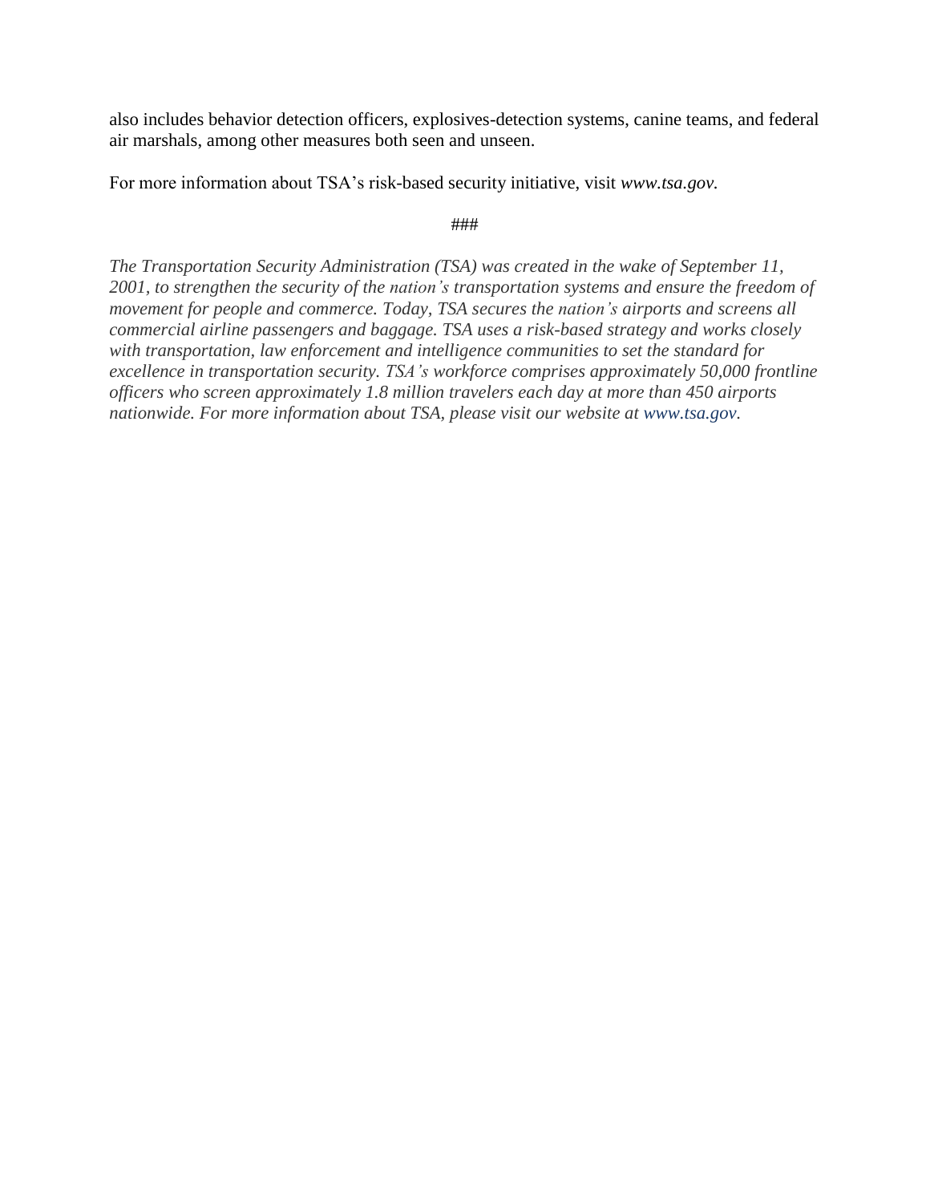also includes behavior detection officers, explosives-detection systems, canine teams, and federal air marshals, among other measures both seen and unseen.

For more information about TSA's risk-based security initiative, visit *www.tsa.gov.*

###

*The Transportation Security Administration (TSA) was created in the wake of September 11, 2001, to strengthen the security of the nation's transportation systems and ensure the freedom of movement for people and commerce. Today, TSA secures the nation's airports and screens all commercial airline passengers and baggage. TSA uses a risk-based strategy and works closely with transportation, law enforcement and intelligence communities to set the standard for excellence in transportation security. TSA's workforce comprises approximately 50,000 frontline officers who screen approximately 1.8 million travelers each day at more than 450 airports nationwide. For more information about TSA, please visit our website at www.tsa.gov.*